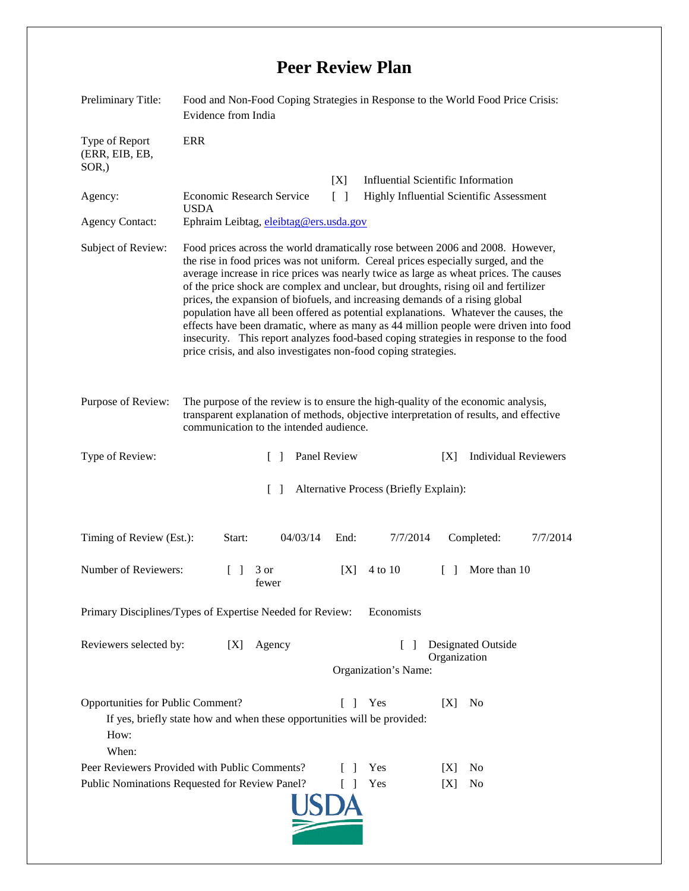# Peer Review Plan

| | |
|---|---|
| Preliminary Title: | Food and Non-Food Coping Strategies in Response to the World Food Price Crisis: Evidence from India |
| Type of Report (ERR, EIB, EB, SOR,) | ERR |
| | [X] Influential Scientific Information |
| Agency: | Economic Research Service USDA — [ ] Highly Influential Scientific Assessment |
| Agency Contact: | Ephraim Leibtag, eleibtag@ers.usda.gov |
| Subject of Review: | Food prices across the world dramatically rose between 2006 and 2008. However, the rise in food prices was not uniform. Cereal prices especially surged, and the average increase in rice prices was nearly twice as large as wheat prices. The causes of the price shock are complex and unclear, but droughts, rising oil and fertilizer prices, the expansion of biofuels, and increasing demands of a rising global population have all been offered as potential explanations. Whatever the causes, the effects have been dramatic, where as many as 44 million people were driven into food insecurity. This report analyzes food-based coping strategies in response to the food price crisis, and also investigates non-food coping strategies. |
| Purpose of Review: | The purpose of the review is to ensure the high-quality of the economic analysis, transparent explanation of methods, objective interpretation of results, and effective communication to the intended audience. |

Type of Review: [ ] Panel Review [X] Individual Reviewers

[ ] Alternative Process (Briefly Explain):

Timing of Review (Est.): Start: 04/03/14 End: 7/7/2014 Completed: 7/7/2014

Number of Reviewers: [ ] 3 or fewer [X] 4 to 10 [ ] More than 10

Primary Disciplines/Types of Expertise Needed for Review: Economists

Reviewers selected by: [X] Agency [ ] Designated Outside Organization

Organization's Name:

Opportunities for Public Comment? [ ] Yes [X] No

If yes, briefly state how and when these opportunities will be provided:

How:

When:

Peer Reviewers Provided with Public Comments? [ ] Yes [X] No

Public Nominations Requested for Review Panel? [ ] Yes [X] No